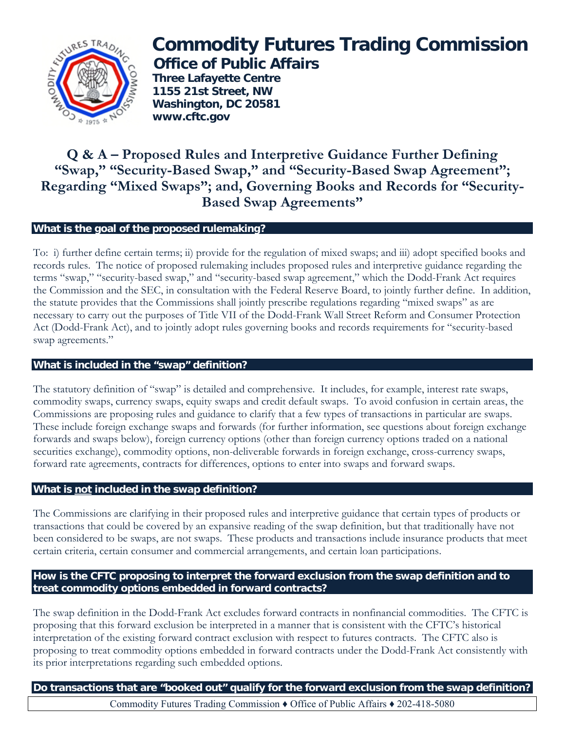# Commodity Futures Trading Commission

## Office of Public Affairs

**Three Lafayette Centre**
**1155 21st Street, NW**
**Washington, DC 20581**
**www.cftc.gov**

## Q & A – Proposed Rules and Interpretive Guidance Further Defining "Swap," "Security-Based Swap," and "Security-Based Swap Agreement"; Regarding "Mixed Swaps"; and, Governing Books and Records for "Security-Based Swap Agreements"

### What is the goal of the proposed rulemaking?

To: i) further define certain terms; ii) provide for the regulation of mixed swaps; and iii) adopt specified books and records rules. The notice of proposed rulemaking includes proposed rules and interpretive guidance regarding the terms "swap," "security-based swap," and "security-based swap agreement," which the Dodd-Frank Act requires the Commission and the SEC, in consultation with the Federal Reserve Board, to jointly further define. In addition, the statute provides that the Commissions shall jointly prescribe regulations regarding "mixed swaps" as are necessary to carry out the purposes of Title VII of the Dodd-Frank Wall Street Reform and Consumer Protection Act (Dodd-Frank Act), and to jointly adopt rules governing books and records requirements for "security-based swap agreements."

### What is included in the "swap" definition?

The statutory definition of "swap" is detailed and comprehensive. It includes, for example, interest rate swaps, commodity swaps, currency swaps, equity swaps and credit default swaps. To avoid confusion in certain areas, the Commissions are proposing rules and guidance to clarify that a few types of transactions in particular are swaps. These include foreign exchange swaps and forwards (for further information, see questions about foreign exchange forwards and swaps below), foreign currency options (other than foreign currency options traded on a national securities exchange), commodity options, non-deliverable forwards in foreign exchange, cross-currency swaps, forward rate agreements, contracts for differences, options to enter into swaps and forward swaps.

### What is <u>not</u> included in the swap definition?

The Commissions are clarifying in their proposed rules and interpretive guidance that certain types of products or transactions that could be covered by an expansive reading of the swap definition, but that traditionally have not been considered to be swaps, are not swaps. These products and transactions include insurance products that meet certain criteria, certain consumer and commercial arrangements, and certain loan participations.

### How is the CFTC proposing to interpret the forward exclusion from the swap definition and to treat commodity options embedded in forward contracts?

The swap definition in the Dodd-Frank Act excludes forward contracts in nonfinancial commodities. The CFTC is proposing that this forward exclusion be interpreted in a manner that is consistent with the CFTC's historical interpretation of the existing forward contract exclusion with respect to futures contracts. The CFTC also is proposing to treat commodity options embedded in forward contracts under the Dodd-Frank Act consistently with its prior interpretations regarding such embedded options.

### Do transactions that are "booked out" qualify for the forward exclusion from the swap definition?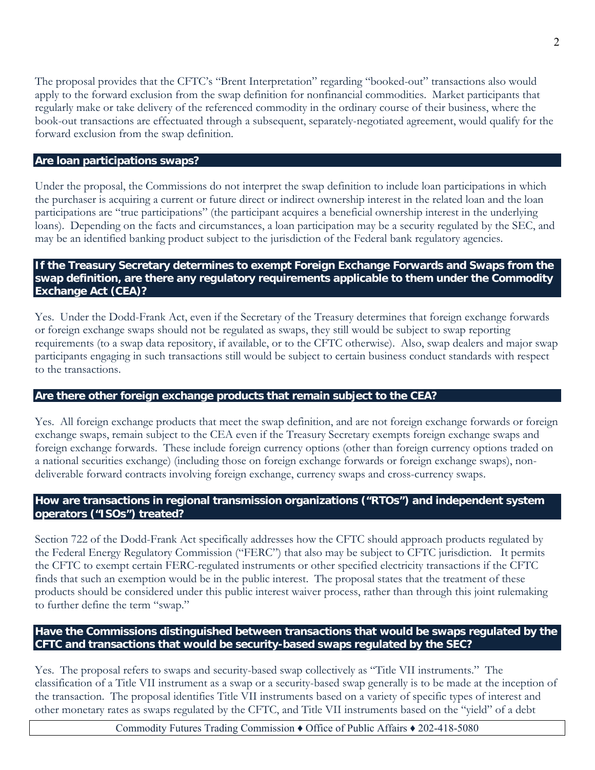The proposal provides that the CFTC's "Brent Interpretation" regarding "booked-out" transactions also would apply to the forward exclusion from the swap definition for nonfinancial commodities. Market participants that regularly make or take delivery of the referenced commodity in the ordinary course of their business, where the book-out transactions are effectuated through a subsequent, separately-negotiated agreement, would qualify for the forward exclusion from the swap definition.

## Are loan participations swaps?

Under the proposal, the Commissions do not interpret the swap definition to include loan participations in which the purchaser is acquiring a current or future direct or indirect ownership interest in the related loan and the loan participations are "true participations" (the participant acquires a beneficial ownership interest in the underlying loans). Depending on the facts and circumstances, a loan participation may be a security regulated by the SEC, and may be an identified banking product subject to the jurisdiction of the Federal bank regulatory agencies.

## If the Treasury Secretary determines to exempt Foreign Exchange Forwards and Swaps from the swap definition, are there any regulatory requirements applicable to them under the Commodity Exchange Act (CEA)?

Yes. Under the Dodd-Frank Act, even if the Secretary of the Treasury determines that foreign exchange forwards or foreign exchange swaps should not be regulated as swaps, they still would be subject to swap reporting requirements (to a swap data repository, if available, or to the CFTC otherwise). Also, swap dealers and major swap participants engaging in such transactions still would be subject to certain business conduct standards with respect to the transactions.

## Are there other foreign exchange products that remain subject to the CEA?

Yes. All foreign exchange products that meet the swap definition, and are not foreign exchange forwards or foreign exchange swaps, remain subject to the CEA even if the Treasury Secretary exempts foreign exchange swaps and foreign exchange forwards. These include foreign currency options (other than foreign currency options traded on a national securities exchange) (including those on foreign exchange forwards or foreign exchange swaps), non-deliverable forward contracts involving foreign exchange, currency swaps and cross-currency swaps.

## How are transactions in regional transmission organizations ("RTOs") and independent system operators ("ISOs") treated?

Section 722 of the Dodd-Frank Act specifically addresses how the CFTC should approach products regulated by the Federal Energy Regulatory Commission ("FERC") that also may be subject to CFTC jurisdiction. It permits the CFTC to exempt certain FERC-regulated instruments or other specified electricity transactions if the CFTC finds that such an exemption would be in the public interest. The proposal states that the treatment of these products should be considered under this public interest waiver process, rather than through this joint rulemaking to further define the term "swap."

## Have the Commissions distinguished between transactions that would be swaps regulated by the CFTC and transactions that would be security-based swaps regulated by the SEC?

Yes. The proposal refers to swaps and security-based swap collectively as "Title VII instruments." The classification of a Title VII instrument as a swap or a security-based swap generally is to be made at the inception of the transaction. The proposal identifies Title VII instruments based on a variety of specific types of interest and other monetary rates as swaps regulated by the CFTC, and Title VII instruments based on the "yield" of a debt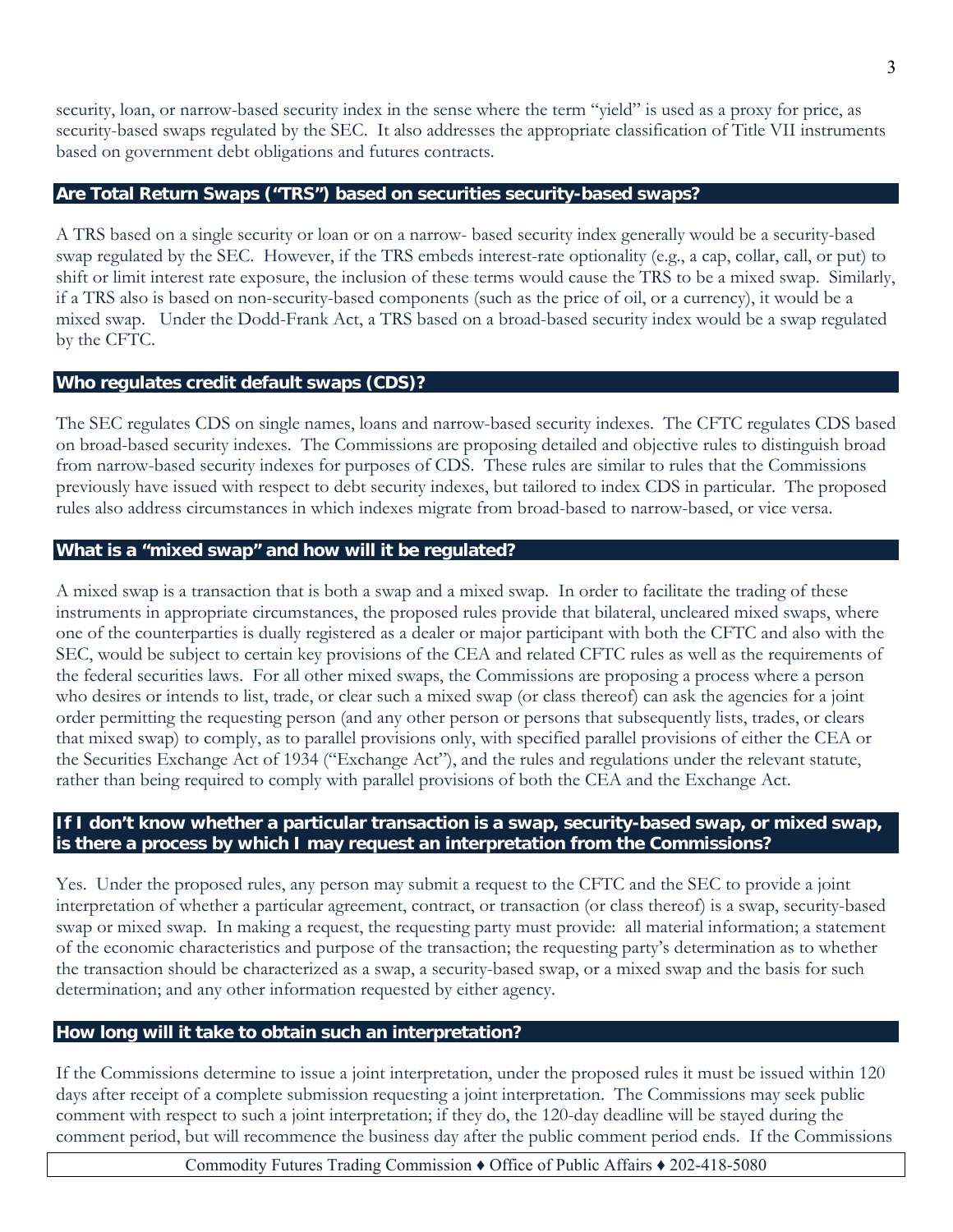security, loan, or narrow-based security index in the sense where the term "yield" is used as a proxy for price, as security-based swaps regulated by the SEC. It also addresses the appropriate classification of Title VII instruments based on government debt obligations and futures contracts.

## Are Total Return Swaps ("TRS") based on securities security-based swaps?

A TRS based on a single security or loan or on a narrow- based security index generally would be a security-based swap regulated by the SEC. However, if the TRS embeds interest-rate optionality (e.g., a cap, collar, call, or put) to shift or limit interest rate exposure, the inclusion of these terms would cause the TRS to be a mixed swap. Similarly, if a TRS also is based on non-security-based components (such as the price of oil, or a currency), it would be a mixed swap. Under the Dodd-Frank Act, a TRS based on a broad-based security index would be a swap regulated by the CFTC.

## Who regulates credit default swaps (CDS)?

The SEC regulates CDS on single names, loans and narrow-based security indexes. The CFTC regulates CDS based on broad-based security indexes. The Commissions are proposing detailed and objective rules to distinguish broad from narrow-based security indexes for purposes of CDS. These rules are similar to rules that the Commissions previously have issued with respect to debt security indexes, but tailored to index CDS in particular. The proposed rules also address circumstances in which indexes migrate from broad-based to narrow-based, or vice versa.

## What is a "mixed swap" and how will it be regulated?

A mixed swap is a transaction that is both a swap and a mixed swap. In order to facilitate the trading of these instruments in appropriate circumstances, the proposed rules provide that bilateral, uncleared mixed swaps, where one of the counterparties is dually registered as a dealer or major participant with both the CFTC and also with the SEC, would be subject to certain key provisions of the CEA and related CFTC rules as well as the requirements of the federal securities laws. For all other mixed swaps, the Commissions are proposing a process where a person who desires or intends to list, trade, or clear such a mixed swap (or class thereof) can ask the agencies for a joint order permitting the requesting person (and any other person or persons that subsequently lists, trades, or clears that mixed swap) to comply, as to parallel provisions only, with specified parallel provisions of either the CEA or the Securities Exchange Act of 1934 ("Exchange Act"), and the rules and regulations under the relevant statute, rather than being required to comply with parallel provisions of both the CEA and the Exchange Act.

## If I don't know whether a particular transaction is a swap, security-based swap, or mixed swap, is there a process by which I may request an interpretation from the Commissions?

Yes. Under the proposed rules, any person may submit a request to the CFTC and the SEC to provide a joint interpretation of whether a particular agreement, contract, or transaction (or class thereof) is a swap, security-based swap or mixed swap. In making a request, the requesting party must provide: all material information; a statement of the economic characteristics and purpose of the transaction; the requesting party's determination as to whether the transaction should be characterized as a swap, a security-based swap, or a mixed swap and the basis for such determination; and any other information requested by either agency.

## How long will it take to obtain such an interpretation?

If the Commissions determine to issue a joint interpretation, under the proposed rules it must be issued within 120 days after receipt of a complete submission requesting a joint interpretation. The Commissions may seek public comment with respect to such a joint interpretation; if they do, the 120-day deadline will be stayed during the comment period, but will recommence the business day after the public comment period ends. If the Commissions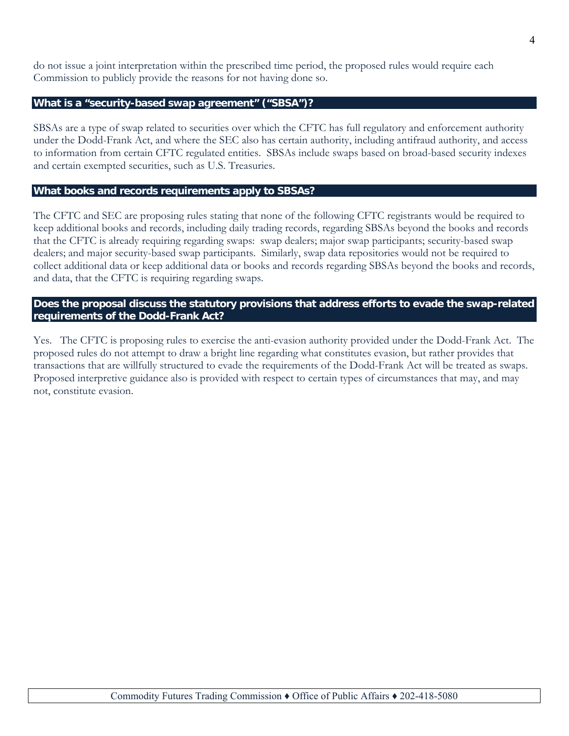do not issue a joint interpretation within the prescribed time period, the proposed rules would require each Commission to publicly provide the reasons for not having done so.

## What is a "security-based swap agreement" ("SBSA")?

SBSAs are a type of swap related to securities over which the CFTC has full regulatory and enforcement authority under the Dodd-Frank Act, and where the SEC also has certain authority, including antifraud authority, and access to information from certain CFTC regulated entities. SBSAs include swaps based on broad-based security indexes and certain exempted securities, such as U.S. Treasuries.

## What books and records requirements apply to SBSAs?

The CFTC and SEC are proposing rules stating that none of the following CFTC registrants would be required to keep additional books and records, including daily trading records, regarding SBSAs beyond the books and records that the CFTC is already requiring regarding swaps: swap dealers; major swap participants; security-based swap dealers; and major security-based swap participants. Similarly, swap data repositories would not be required to collect additional data or keep additional data or books and records regarding SBSAs beyond the books and records, and data, that the CFTC is requiring regarding swaps.

## Does the proposal discuss the statutory provisions that address efforts to evade the swap-related requirements of the Dodd-Frank Act?

Yes. The CFTC is proposing rules to exercise the anti-evasion authority provided under the Dodd-Frank Act. The proposed rules do not attempt to draw a bright line regarding what constitutes evasion, but rather provides that transactions that are willfully structured to evade the requirements of the Dodd-Frank Act will be treated as swaps. Proposed interpretive guidance also is provided with respect to certain types of circumstances that may, and may not, constitute evasion.